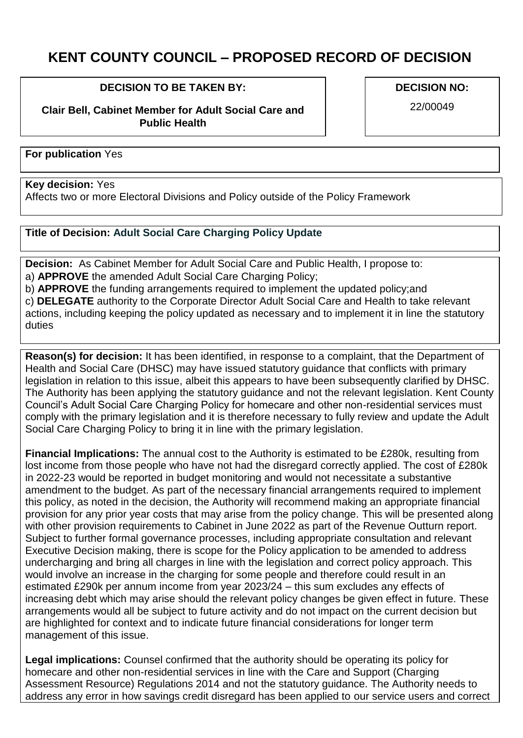# KENT COUNTY COUNCIL – PROPOSED RECORD OF DECISION

| DECISION TO BE TAKEN BY: | DECISION NO: |
|---|---|
| **Clair Bell, Cabinet Member for Adult Social Care and Public Health** | 22/00049 |

**For publication** Yes

**Key decision:** Yes
Affects two or more Electoral Divisions and Policy outside of the Policy Framework

**Title of Decision: Adult Social Care Charging Policy Update**

**Decision:** As Cabinet Member for Adult Social Care and Public Health, I propose to:
a) **APPROVE** the amended Adult Social Care Charging Policy;
b) **APPROVE** the funding arrangements required to implement the updated policy;and
c) **DELEGATE** authority to the Corporate Director Adult Social Care and Health to take relevant actions, including keeping the policy updated as necessary and to implement it in line the statutory duties

**Reason(s) for decision:** It has been identified, in response to a complaint, that the Department of Health and Social Care (DHSC) may have issued statutory guidance that conflicts with primary legislation in relation to this issue, albeit this appears to have been subsequently clarified by DHSC. The Authority has been applying the statutory guidance and not the relevant legislation. Kent County Council's Adult Social Care Charging Policy for homecare and other non-residential services must comply with the primary legislation and it is therefore necessary to fully review and update the Adult Social Care Charging Policy to bring it in line with the primary legislation.

**Financial Implications:** The annual cost to the Authority is estimated to be £280k, resulting from lost income from those people who have not had the disregard correctly applied. The cost of £280k in 2022-23 would be reported in budget monitoring and would not necessitate a substantive amendment to the budget. As part of the necessary financial arrangements required to implement this policy, as noted in the decision, the Authority will recommend making an appropriate financial provision for any prior year costs that may arise from the policy change. This will be presented along with other provision requirements to Cabinet in June 2022 as part of the Revenue Outturn report. Subject to further formal governance processes, including appropriate consultation and relevant Executive Decision making, there is scope for the Policy application to be amended to address undercharging and bring all charges in line with the legislation and correct policy approach. This would involve an increase in the charging for some people and therefore could result in an estimated £290k per annum income from year 2023/24 – this sum excludes any effects of increasing debt which may arise should the relevant policy changes be given effect in future. These arrangements would all be subject to future activity and do not impact on the current decision but are highlighted for context and to indicate future financial considerations for longer term management of this issue.

**Legal implications:** Counsel confirmed that the authority should be operating its policy for homecare and other non-residential services in line with the Care and Support (Charging Assessment Resource) Regulations 2014 and not the statutory guidance. The Authority needs to address any error in how savings credit disregard has been applied to our service users and correct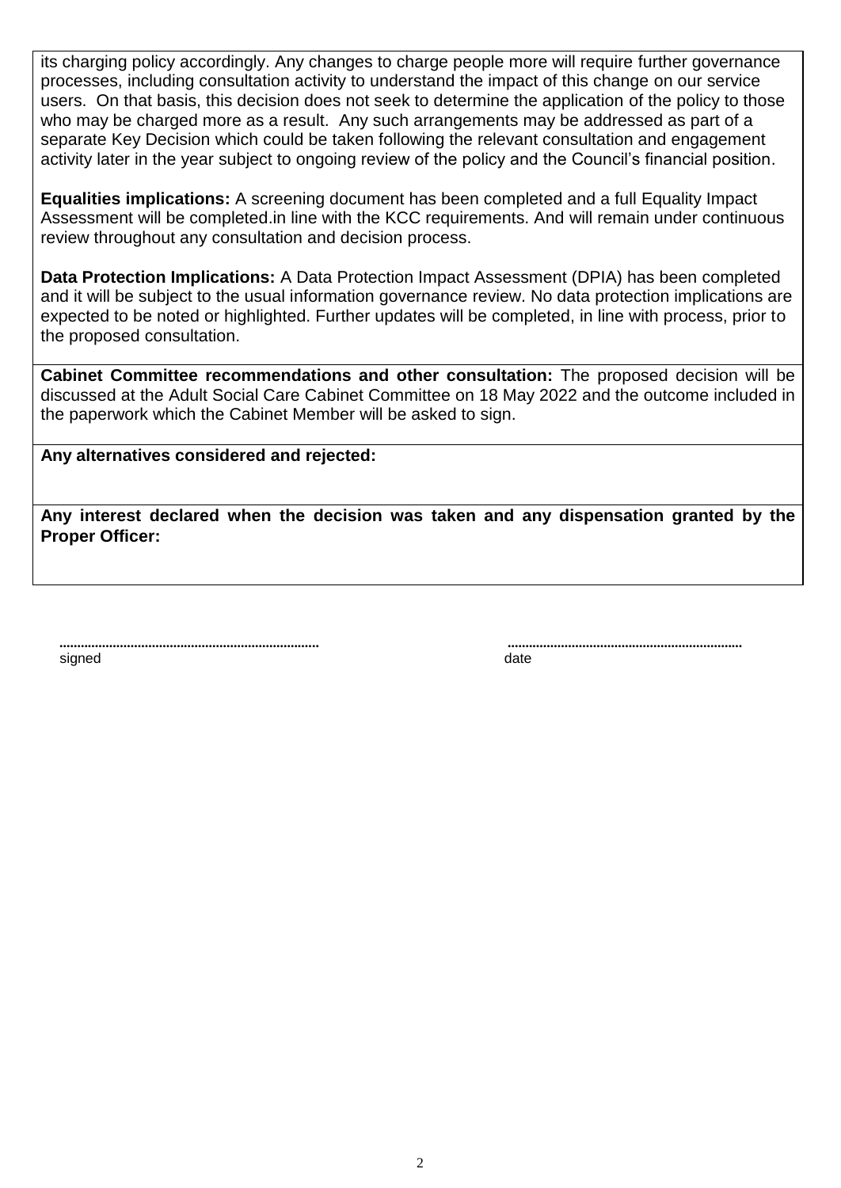its charging policy accordingly. Any changes to charge people more will require further governance processes, including consultation activity to understand the impact of this change on our service users. On that basis, this decision does not seek to determine the application of the policy to those who may be charged more as a result. Any such arrangements may be addressed as part of a separate Key Decision which could be taken following the relevant consultation and engagement activity later in the year subject to ongoing review of the policy and the Council's financial position.

**Equalities implications:** A screening document has been completed and a full Equality Impact Assessment will be completed.in line with the KCC requirements. And will remain under continuous review throughout any consultation and decision process.

**Data Protection Implications:** A Data Protection Impact Assessment (DPIA) has been completed and it will be subject to the usual information governance review. No data protection implications are expected to be noted or highlighted. Further updates will be completed, in line with process, prior to the proposed consultation.

**Cabinet Committee recommendations and other consultation:** The proposed decision will be discussed at the Adult Social Care Cabinet Committee on 18 May 2022 and the outcome included in the paperwork which the Cabinet Member will be asked to sign.

**Any alternatives considered and rejected:**

**Any interest declared when the decision was taken and any dispensation granted by the Proper Officer:**

.........................................................................
signed

.................................................................
date